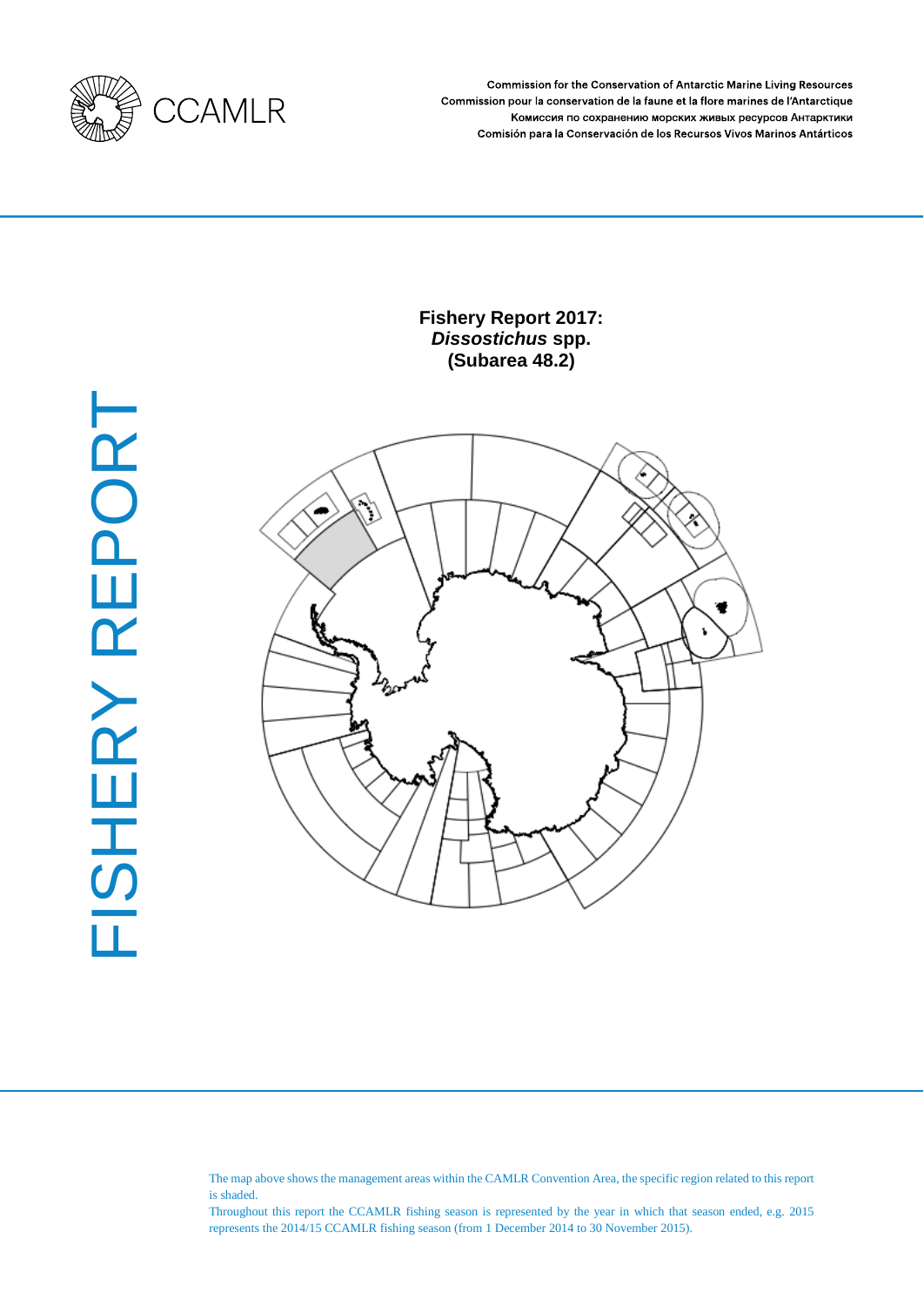CCAMLR

Commission for the Conservation of Antarctic Marine Living Resources
Commission pour la conservation de la faune et la flore marines de l'Antarctique
Комиссия по сохранению морских живых ресурсов Антарктики
Comisión para la Conservación de los Recursos Vivos Marinos Antárticos

FISHERY REPORT

# Fishery Report 2017: *Dissostichus* spp. (Subarea 48.2)

The map above shows the management areas within the CAMLR Convention Area, the specific region related to this report is shaded.

Throughout this report the CCAMLR fishing season is represented by the year in which that season ended, e.g. 2015 represents the 2014/15 CCAMLR fishing season (from 1 December 2014 to 30 November 2015).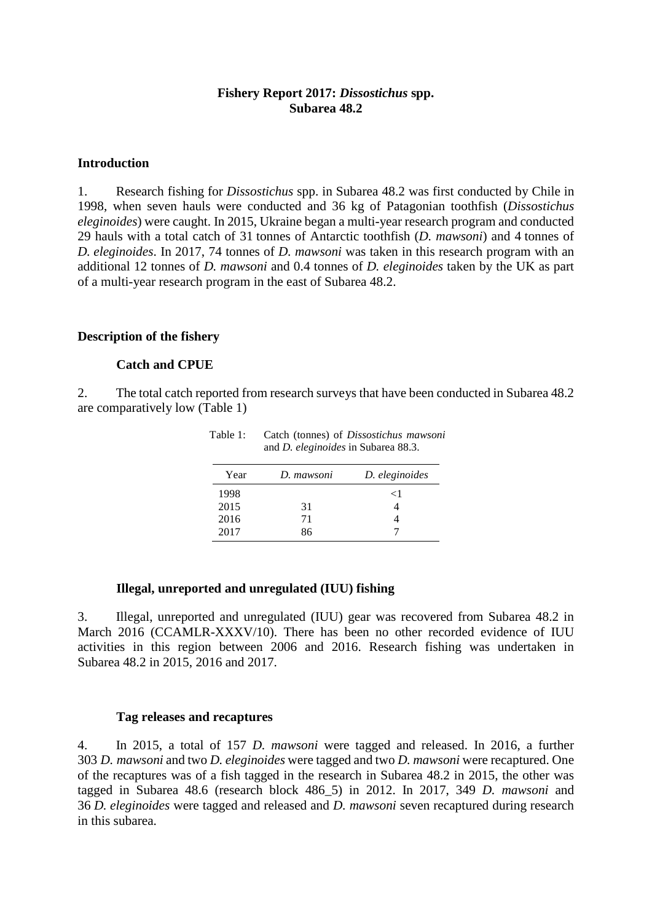**Fishery Report 2017: *Dissostichus* spp. Subarea 48.2**

## Introduction

1. Research fishing for *Dissostichus* spp. in Subarea 48.2 was first conducted by Chile in 1998, when seven hauls were conducted and 36 kg of Patagonian toothfish (*Dissostichus eleginoides*) were caught. In 2015, Ukraine began a multi-year research program and conducted 29 hauls with a total catch of 31 tonnes of Antarctic toothfish (*D. mawsoni*) and 4 tonnes of *D. eleginoides*. In 2017, 74 tonnes of *D. mawsoni* was taken in this research program with an additional 12 tonnes of *D. mawsoni* and 0.4 tonnes of *D. eleginoides* taken by the UK as part of a multi-year research program in the east of Subarea 48.2.

## Description of the fishery

### Catch and CPUE

2. The total catch reported from research surveys that have been conducted in Subarea 48.2 are comparatively low (Table 1)

Table 1: Catch (tonnes) of *Dissostichus mawsoni* and *D. eleginoides* in Subarea 88.3.

| Year | *D. mawsoni* | *D. eleginoides* |
|---|---|---|
| 1998 | | <1 |
| 2015 | 31 | 4 |
| 2016 | 71 | 4 |
| 2017 | 86 | 7 |

### Illegal, unreported and unregulated (IUU) fishing

3. Illegal, unreported and unregulated (IUU) gear was recovered from Subarea 48.2 in March 2016 (CCAMLR-XXXV/10). There has been no other recorded evidence of IUU activities in this region between 2006 and 2016. Research fishing was undertaken in Subarea 48.2 in 2015, 2016 and 2017.

### Tag releases and recaptures

4. In 2015, a total of 157 *D. mawsoni* were tagged and released. In 2016, a further 303 *D. mawsoni* and two *D. eleginoides* were tagged and two *D. mawsoni* were recaptured. One of the recaptures was of a fish tagged in the research in Subarea 48.2 in 2015, the other was tagged in Subarea 48.6 (research block 486_5) in 2012. In 2017, 349 *D. mawsoni* and 36 *D. eleginoides* were tagged and released and *D. mawsoni* seven recaptured during research in this subarea.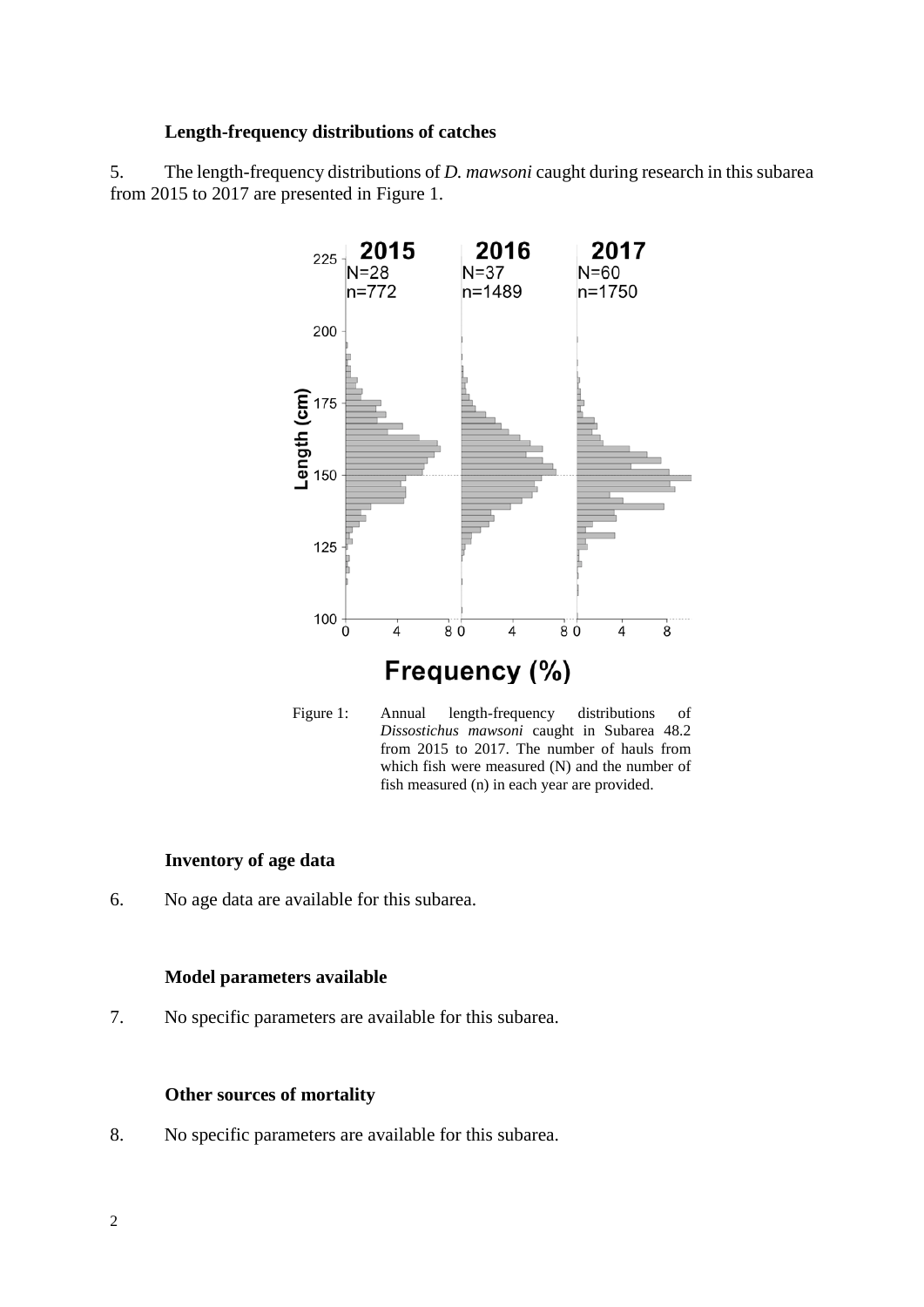### Length-frequency distributions of catches

5. The length-frequency distributions of *D. mawsoni* caught during research in this subarea from 2015 to 2017 are presented in Figure 1.

Figure 1: Annual length-frequency distributions of *Dissostichus mawsoni* caught in Subarea 48.2 from 2015 to 2017. The number of hauls from which fish were measured (N) and the number of fish measured (n) in each year are provided.

### Inventory of age data

6. No age data are available for this subarea.

### Model parameters available

7. No specific parameters are available for this subarea.

### Other sources of mortality

8. No specific parameters are available for this subarea.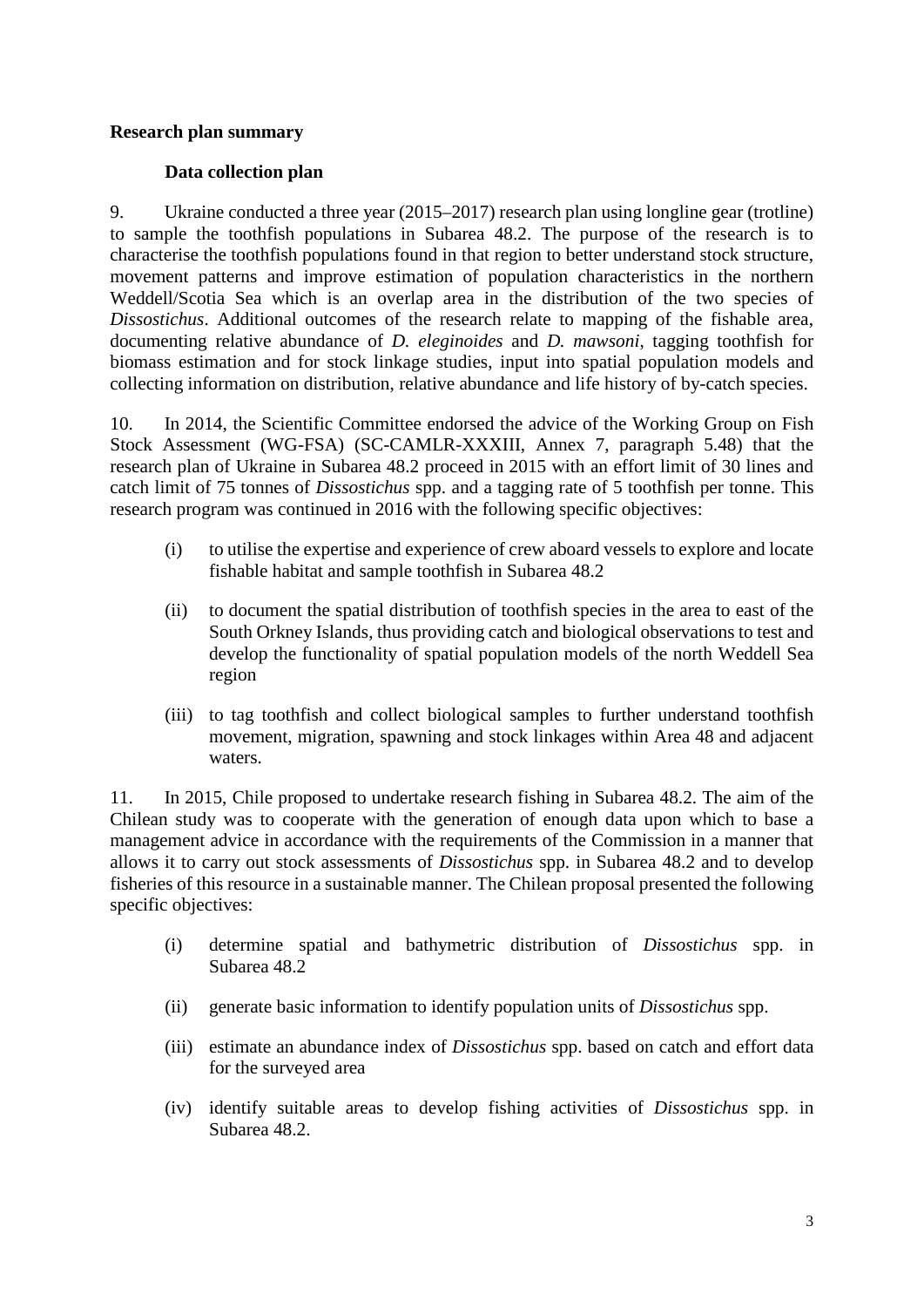**Research plan summary**

**Data collection plan**

9. Ukraine conducted a three year (2015–2017) research plan using longline gear (trotline) to sample the toothfish populations in Subarea 48.2. The purpose of the research is to characterise the toothfish populations found in that region to better understand stock structure, movement patterns and improve estimation of population characteristics in the northern Weddell/Scotia Sea which is an overlap area in the distribution of the two species of *Dissostichus*. Additional outcomes of the research relate to mapping of the fishable area, documenting relative abundance of *D. eleginoides* and *D. mawsoni*, tagging toothfish for biomass estimation and for stock linkage studies, input into spatial population models and collecting information on distribution, relative abundance and life history of by-catch species.

10. In 2014, the Scientific Committee endorsed the advice of the Working Group on Fish Stock Assessment (WG-FSA) (SC-CAMLR-XXXIII, Annex 7, paragraph 5.48) that the research plan of Ukraine in Subarea 48.2 proceed in 2015 with an effort limit of 30 lines and catch limit of 75 tonnes of *Dissostichus* spp. and a tagging rate of 5 toothfish per tonne. This research program was continued in 2016 with the following specific objectives:

(i) to utilise the expertise and experience of crew aboard vessels to explore and locate fishable habitat and sample toothfish in Subarea 48.2

(ii) to document the spatial distribution of toothfish species in the area to east of the South Orkney Islands, thus providing catch and biological observations to test and develop the functionality of spatial population models of the north Weddell Sea region

(iii) to tag toothfish and collect biological samples to further understand toothfish movement, migration, spawning and stock linkages within Area 48 and adjacent waters.

11. In 2015, Chile proposed to undertake research fishing in Subarea 48.2. The aim of the Chilean study was to cooperate with the generation of enough data upon which to base a management advice in accordance with the requirements of the Commission in a manner that allows it to carry out stock assessments of *Dissostichus* spp. in Subarea 48.2 and to develop fisheries of this resource in a sustainable manner. The Chilean proposal presented the following specific objectives:

(i) determine spatial and bathymetric distribution of *Dissostichus* spp. in Subarea 48.2

(ii) generate basic information to identify population units of *Dissostichus* spp.

(iii) estimate an abundance index of *Dissostichus* spp. based on catch and effort data for the surveyed area

(iv) identify suitable areas to develop fishing activities of *Dissostichus* spp. in Subarea 48.2.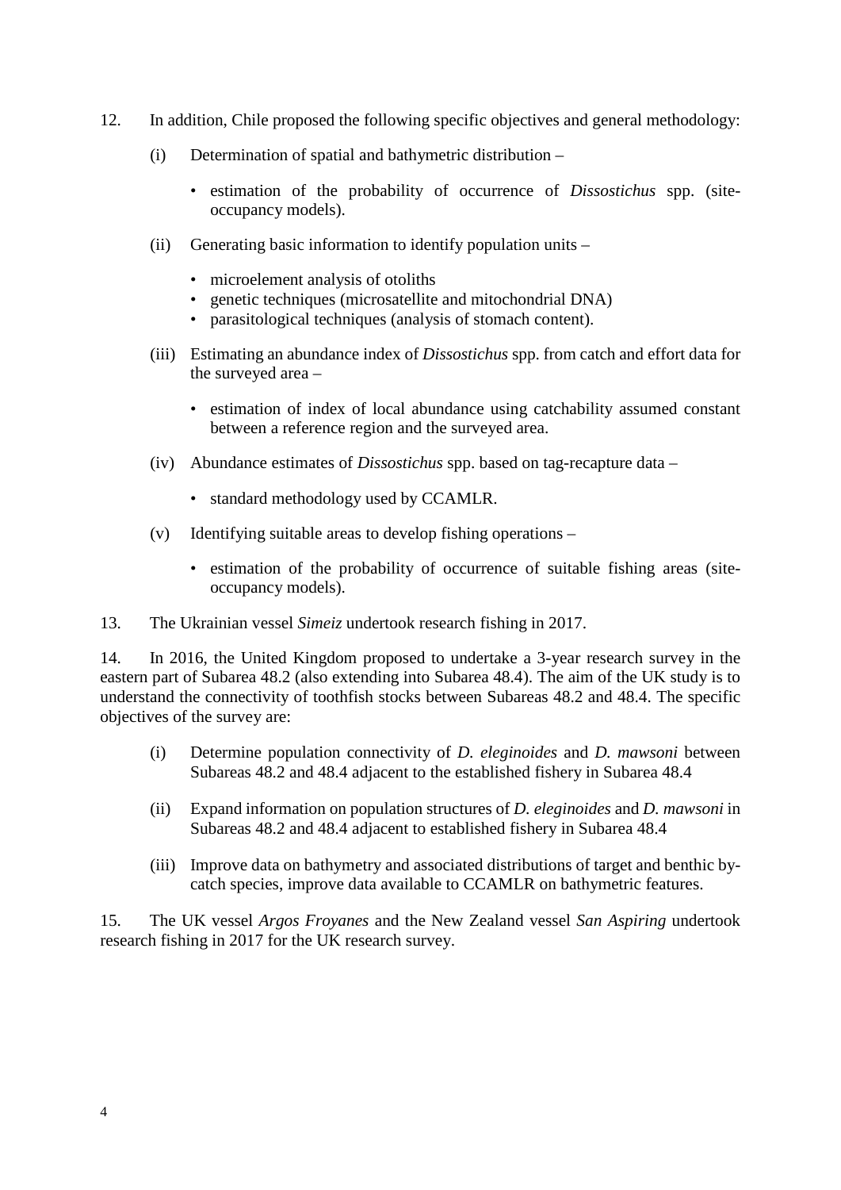12. In addition, Chile proposed the following specific objectives and general methodology:

   (i) Determination of spatial and bathymetric distribution –

      - estimation of the probability of occurrence of *Dissostichus* spp. (site-occupancy models).

   (ii) Generating basic information to identify population units –

      - microelement analysis of otoliths
      - genetic techniques (microsatellite and mitochondrial DNA)
      - parasitological techniques (analysis of stomach content).

   (iii) Estimating an abundance index of *Dissostichus* spp. from catch and effort data for the surveyed area –

      - estimation of index of local abundance using catchability assumed constant between a reference region and the surveyed area.

   (iv) Abundance estimates of *Dissostichus* spp. based on tag-recapture data –

      - standard methodology used by CCAMLR.

   (v) Identifying suitable areas to develop fishing operations –

      - estimation of the probability of occurrence of suitable fishing areas (site-occupancy models).

13. The Ukrainian vessel *Simeiz* undertook research fishing in 2017.

14. In 2016, the United Kingdom proposed to undertake a 3-year research survey in the eastern part of Subarea 48.2 (also extending into Subarea 48.4). The aim of the UK study is to understand the connectivity of toothfish stocks between Subareas 48.2 and 48.4. The specific objectives of the survey are:

   (i) Determine population connectivity of *D. eleginoides* and *D. mawsoni* between Subareas 48.2 and 48.4 adjacent to the established fishery in Subarea 48.4

   (ii) Expand information on population structures of *D. eleginoides* and *D. mawsoni* in Subareas 48.2 and 48.4 adjacent to established fishery in Subarea 48.4

   (iii) Improve data on bathymetry and associated distributions of target and benthic by-catch species, improve data available to CCAMLR on bathymetric features.

15. The UK vessel *Argos Froyanes* and the New Zealand vessel *San Aspiring* undertook research fishing in 2017 for the UK research survey.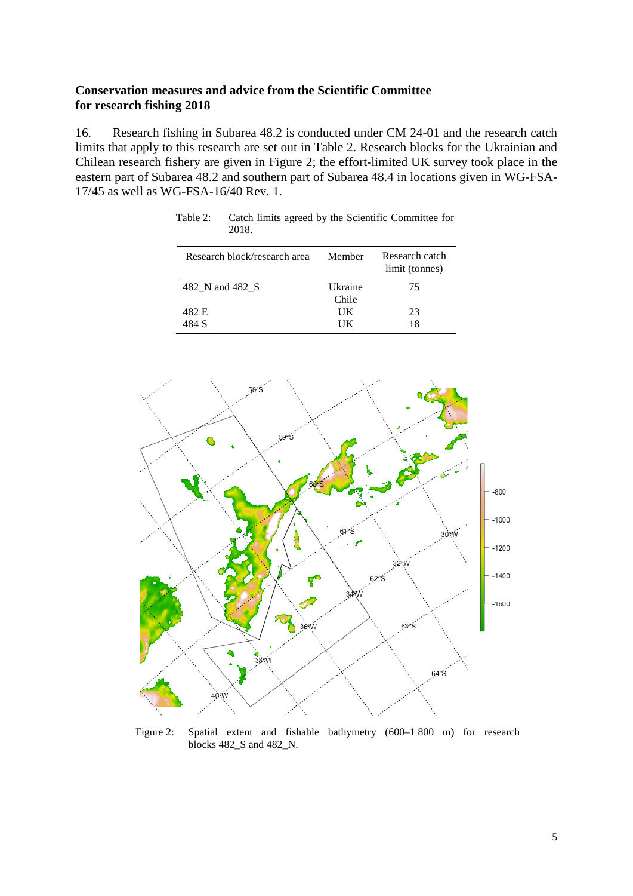**Conservation measures and advice from the Scientific Committee for research fishing 2018**

16. Research fishing in Subarea 48.2 is conducted under CM 24-01 and the research catch limits that apply to this research are set out in Table 2. Research blocks for the Ukrainian and Chilean research fishery are given in Figure 2; the effort-limited UK survey took place in the eastern part of Subarea 48.2 and southern part of Subarea 48.4 in locations given in WG-FSA-17/45 as well as WG-FSA-16/40 Rev. 1.

Table 2: Catch limits agreed by the Scientific Committee for 2018.

| Research block/research area | Member | Research catch limit (tonnes) |
|---|---|---|
| 482_N and 482_S | Ukraine<br>Chile | 75 |
| 482 E | UK | 23 |
| 484 S | UK | 18 |

Figure 2: Spatial extent and fishable bathymetry (600–1 800 m) for research blocks 482_S and 482_N.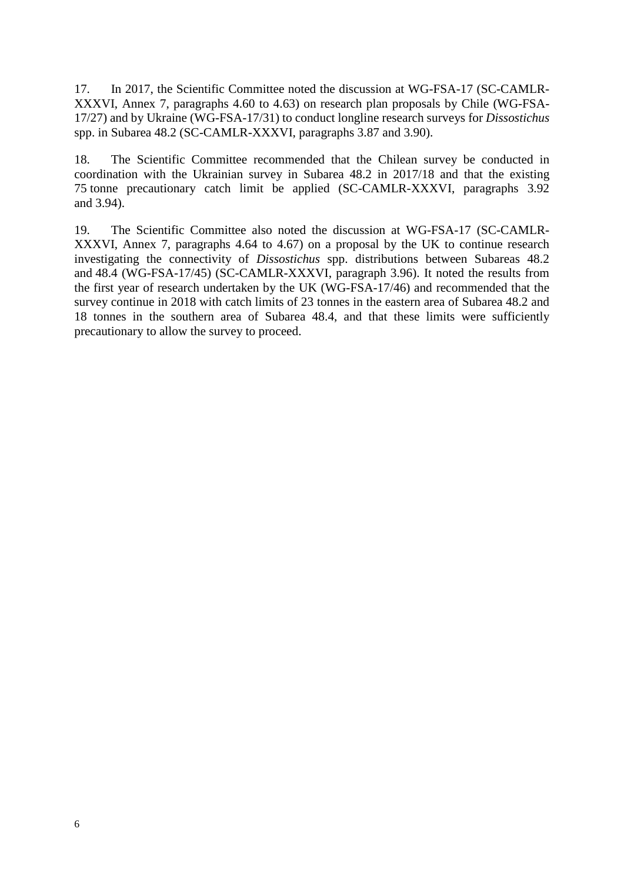17. In 2017, the Scientific Committee noted the discussion at WG-FSA-17 (SC-CAMLR-XXXVI, Annex 7, paragraphs 4.60 to 4.63) on research plan proposals by Chile (WG-FSA-17/27) and by Ukraine (WG-FSA-17/31) to conduct longline research surveys for *Dissostichus* spp. in Subarea 48.2 (SC-CAMLR-XXXVI, paragraphs 3.87 and 3.90).

18. The Scientific Committee recommended that the Chilean survey be conducted in coordination with the Ukrainian survey in Subarea 48.2 in 2017/18 and that the existing 75 tonne precautionary catch limit be applied (SC-CAMLR-XXXVI, paragraphs 3.92 and 3.94).

19. The Scientific Committee also noted the discussion at WG-FSA-17 (SC-CAMLR-XXXVI, Annex 7, paragraphs 4.64 to 4.67) on a proposal by the UK to continue research investigating the connectivity of *Dissostichus* spp. distributions between Subareas 48.2 and 48.4 (WG-FSA-17/45) (SC-CAMLR-XXXVI, paragraph 3.96). It noted the results from the first year of research undertaken by the UK (WG-FSA-17/46) and recommended that the survey continue in 2018 with catch limits of 23 tonnes in the eastern area of Subarea 48.2 and 18 tonnes in the southern area of Subarea 48.4, and that these limits were sufficiently precautionary to allow the survey to proceed.